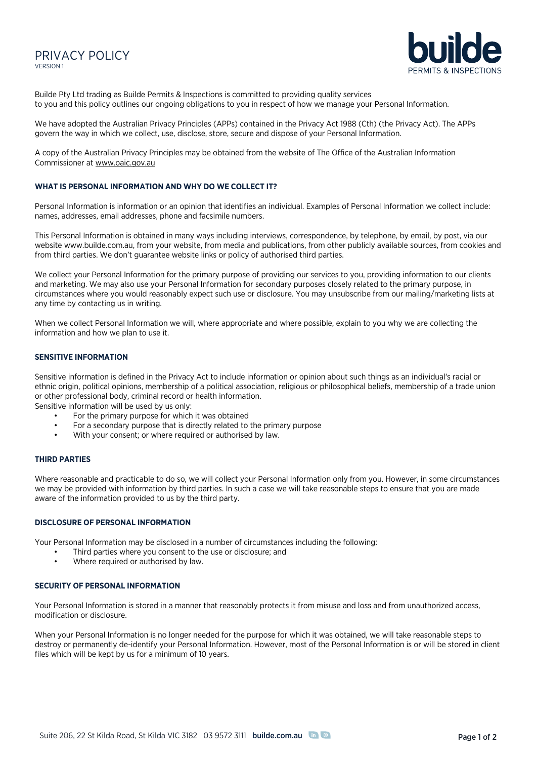# PRIVACY POLICY

VERSION 1

Builde Pty Ltd trading as Builde Permits & Inspections is committed to providing quality services to you and this policy outlines our ongoing obligations to you in respect of how we manage your Personal Information.

We have adopted the Australian Privacy Principles (APPs) contained in the Privacy Act 1988 (Cth) (the Privacy Act). The APPs govern the way in which we collect, use, disclose, store, secure and dispose of your Personal Information.

A copy of the Australian Privacy Principles may be obtained from the website of The Office of the Australian Information Commissioner at www.oaic.gov.au

## WHAT IS PERSONAL INFORMATION AND WHY DO WE COLLECT IT?

Personal Information is information or an opinion that identifies an individual. Examples of Personal Information we collect include: names, addresses, email addresses, phone and facsimile numbers.

This Personal Information is obtained in many ways including interviews, correspondence, by telephone, by email, by post, via our website www.builde.com.au, from your website, from media and publications, from other publicly available sources, from cookies and from third parties. We don't guarantee website links or policy of authorised third parties.

We collect your Personal Information for the primary purpose of providing our services to you, providing information to our clients and marketing. We may also use your Personal Information for secondary purposes closely related to the primary purpose, in circumstances where you would reasonably expect such use or disclosure. You may unsubscribe from our mailing/marketing lists at any time by contacting us in writing.

When we collect Personal Information we will, where appropriate and where possible, explain to you why we are collecting the information and how we plan to use it.

## SENSITIVE INFORMATION

Sensitive information is defined in the Privacy Act to include information or opinion about such things as an individual's racial or ethnic origin, political opinions, membership of a political association, religious or philosophical beliefs, membership of a trade union or other professional body, criminal record or health information.

Sensitive information will be used by us only:

- For the primary purpose for which it was obtained
- For a secondary purpose that is directly related to the primary purpose
- With your consent; or where required or authorised by law.

## THIRD PARTIES

Where reasonable and practicable to do so, we will collect your Personal Information only from you. However, in some circumstances we may be provided with information by third parties. In such a case we will take reasonable steps to ensure that you are made aware of the information provided to us by the third party.

## DISCLOSURE OF PERSONAL INFORMATION

Your Personal Information may be disclosed in a number of circumstances including the following:

- Third parties where you consent to the use or disclosure; and
- Where required or authorised by law.

## SECURITY OF PERSONAL INFORMATION

Your Personal Information is stored in a manner that reasonably protects it from misuse and loss and from unauthorized access, modification or disclosure.

When your Personal Information is no longer needed for the purpose for which it was obtained, we will take reasonable steps to destroy or permanently de-identify your Personal Information. However, most of the Personal Information is or will be stored in client files which will be kept by us for a minimum of 10 years.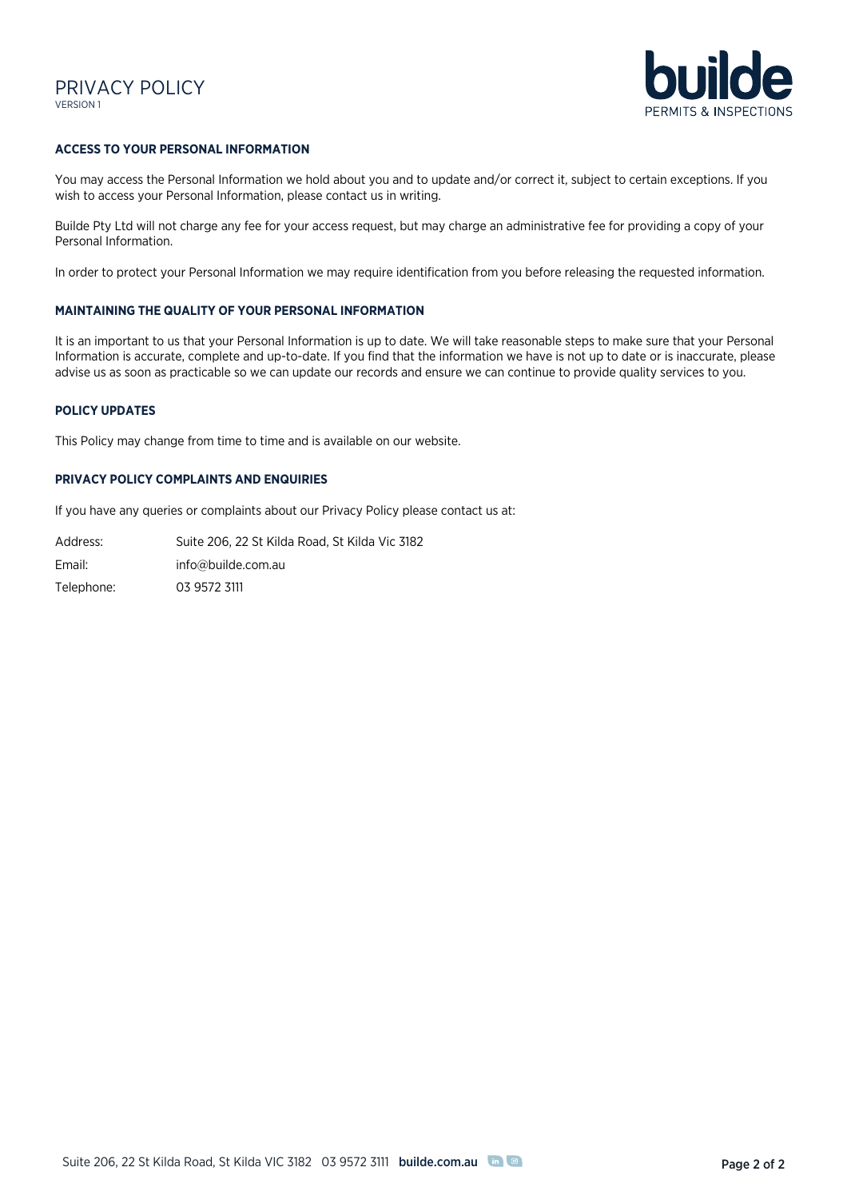## ACCESS TO YOUR PERSONAL INFORMATION

You may access the Personal Information we hold about you and to update and/or correct it, subject to certain exceptions. If you wish to access your Personal Information, please contact us in writing.

Builde Pty Ltd will not charge any fee for your access request, but may charge an administrative fee for providing a copy of your Personal Information.

In order to protect your Personal Information we may require identification from you before releasing the requested information.

## MAINTAINING THE QUALITY OF YOUR PERSONAL INFORMATION

It is an important to us that your Personal Information is up to date. We will take reasonable steps to make sure that your Personal Information is accurate, complete and up-to-date. If you find that the information we have is not up to date or is inaccurate, please advise us as soon as practicable so we can update our records and ensure we can continue to provide quality services to you.

## POLICY UPDATES

This Policy may change from time to time and is available on our website.

## PRIVACY POLICY COMPLAINTS AND ENQUIRIES

If you have any queries or complaints about our Privacy Policy please contact us at:

| | |
|---|---|
| Address: | Suite 206, 22 St Kilda Road, St Kilda Vic 3182 |
| Email: | info@builde.com.au |
| Telephone: | 03 9572 3111 |